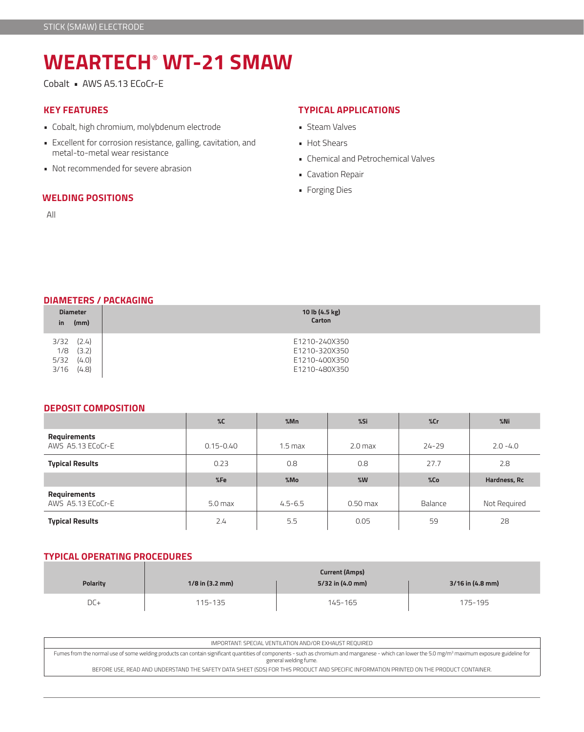STICK (SMAW) ELECTRODE

# WEARTECH® WT-21 SMAW

Cobalt ▪ AWS A5.13 ECoCr-E

## KEY FEATURES

- Cobalt, high chromium, molybdenum electrode
- Excellent for corrosion resistance, galling, cavitation, and metal-to-metal wear resistance
- Not recommended for severe abrasion

## WELDING POSITIONS

All

## TYPICAL APPLICATIONS

- Steam Valves
- Hot Shears
- Chemical and Petrochemical Valves
- Cavation Repair
- Forging Dies

## DIAMETERS / PACKAGING

| Diameter in (mm) | 10 lb (4.5 kg) Carton |
|---|---|
| 3/32 (2.4) | E1210-240X350 |
| 1/8 (3.2) | E1210-320X350 |
| 5/32 (4.0) | E1210-400X350 |
| 3/16 (4.8) | E1210-480X350 |

## DEPOSIT COMPOSITION

| | %C | %Mn | %Si | %Cr | %Ni |
|---|---|---|---|---|---|
| **Requirements** AWS A5.13 ECoCr-E | 0.15-0.40 | 1.5 max | 2.0 max | 24-29 | 2.0 -4.0 |
| **Typical Results** | 0.23 | 0.8 | 0.8 | 27.7 | 2.8 |
| | **%Fe** | **%Mo** | **%W** | **%Co** | **Hardness, Rc** |
| **Requirements** AWS A5.13 ECoCr-E | 5.0 max | 4.5-6.5 | 0.50 max | Balance | Not Required |
| **Typical Results** | 2.4 | 5.5 | 0.05 | 59 | 28 |

## TYPICAL OPERATING PROCEDURES

| Polarity | Current (Amps) 1/8 in (3.2 mm) | 5/32 in (4.0 mm) | 3/16 in (4.8 mm) |
|---|---|---|---|
| DC+ | 115-135 | 145-165 | 175-195 |

IMPORTANT: SPECIAL VENTILATION AND/OR EXHAUST REQUIRED

Fumes from the normal use of some welding products can contain significant quantities of components - such as chromium and manganese - which can lower the 5.0 mg/m³ maximum exposure guideline for general welding fume.

BEFORE USE, READ AND UNDERSTAND THE SAFETY DATA SHEET (SDS) FOR THIS PRODUCT AND SPECIFIC INFORMATION PRINTED ON THE PRODUCT CONTAINER.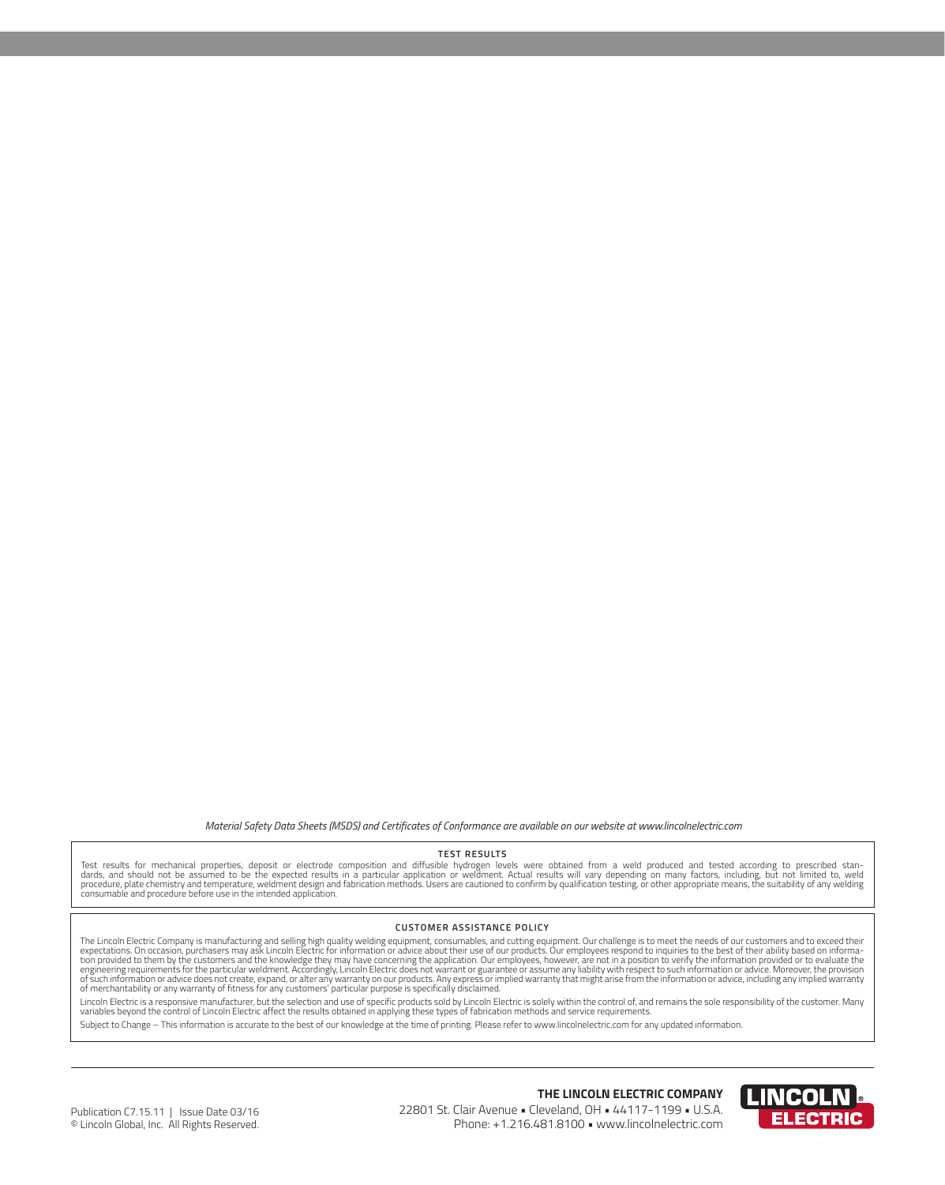*Material Safety Data Sheets (MSDS) and Certificates of Conformance are available on our website at www.lincolnelectric.com*

**TEST RESULTS**

Test results for mechanical properties, deposit or electrode composition and diffusible hydrogen levels were obtained from a weld produced and tested according to prescribed standards, and should not be assumed to be the expected results in a particular application or weldment. Actual results will vary depending on many factors, including, but not limited to, weld procedure, plate chemistry and temperature, weldment design and fabrication methods. Users are cautioned to confirm by qualification testing, or other appropriate means, the suitability of any welding consumable and procedure before use in the intended application.

**CUSTOMER ASSISTANCE POLICY**

The Lincoln Electric Company is manufacturing and selling high quality welding equipment, consumables, and cutting equipment. Our challenge is to meet the needs of our customers and to exceed their expectations. On occasion, purchasers may ask Lincoln Electric for information or advice about their use of our products. Our employees respond to inquiries to the best of their ability based on information provided to them by the customers and the knowledge they may have concerning the application. Our employees, however, are not in a position to verify the information provided or to evaluate the engineering requirements for the particular weldment. Accordingly, Lincoln Electric does not warrant or guarantee or assume any liability with respect to such information or advice. Moreover, the provision of such information or advice does not create, expand, or alter any warranty on our products. Any express or implied warranty that might arise from the information or advice, including any implied warranty of merchantability or any warranty of fitness for any customers' particular purpose is specifically disclaimed.

Lincoln Electric is a responsive manufacturer, but the selection and use of specific products sold by Lincoln Electric is solely within the control of, and remains the sole responsibility of the customer. Many variables beyond the control of Lincoln Electric affect the results obtained in applying these types of fabrication methods and service requirements.

Subject to Change – This information is accurate to the best of our knowledge at the time of printing. Please refer to www.lincolnelectric.com for any updated information.

Publication C7.15.11 | Issue Date 03/16
© Lincoln Global, Inc. All Rights Reserved.

**THE LINCOLN ELECTRIC COMPANY**
22801 St. Clair Avenue • Cleveland, OH • 44117-1199 • U.S.A.
Phone: +1.216.481.8100 • www.lincolnelectric.com

LINCOLN® ELECTRIC